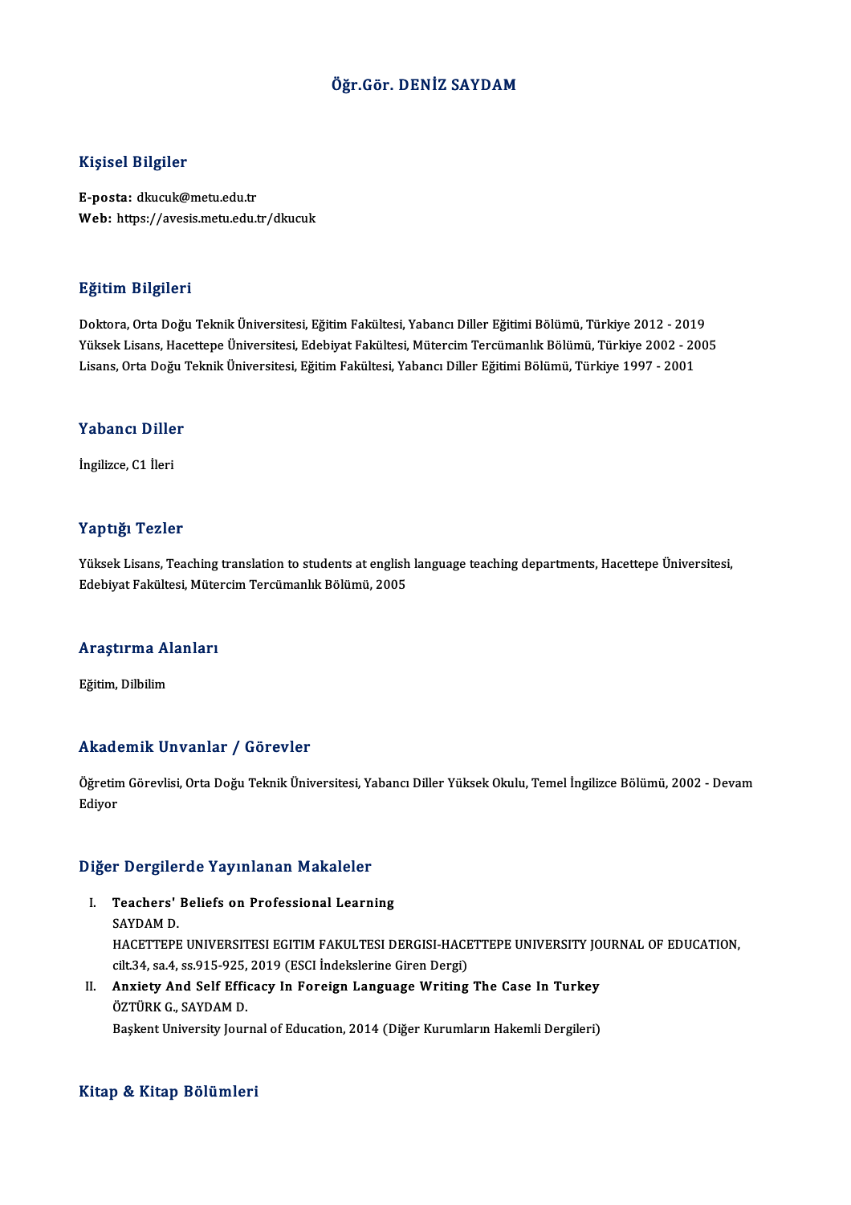# Öğr.Gör. DENİZ SAYDAM

## Kişisel Bilgiler

**E-posta:** dkucuk@metu.edu.tr
**Web:** https://avesis.metu.edu.tr/dkucuk

## Eğitim Bilgileri

Doktora, Orta Doğu Teknik Üniversitesi, Eğitim Fakültesi, Yabancı Diller Eğitimi Bölümü, Türkiye 2012 - 2019
Yüksek Lisans, Hacettepe Üniversitesi, Edebiyat Fakültesi, Mütercim Tercümanlık Bölümü, Türkiye 2002 - 2005
Lisans, Orta Doğu Teknik Üniversitesi, Eğitim Fakültesi, Yabancı Diller Eğitimi Bölümü, Türkiye 1997 - 2001

## Yabancı Diller

İngilizce, C1 İleri

## Yaptığı Tezler

Yüksek Lisans, Teaching translation to students at english language teaching departments, Hacettepe Üniversitesi, Edebiyat Fakültesi, Mütercim Tercümanlık Bölümü, 2005

## Araştırma Alanları

Eğitim, Dilbilim

## Akademik Unvanlar / Görevler

Öğretim Görevlisi, Orta Doğu Teknik Üniversitesi, Yabancı Diller Yüksek Okulu, Temel İngilizce Bölümü, 2002 - Devam Ediyor

## Diğer Dergilerde Yayınlanan Makaleler

I. **Teachers' Beliefs on Professional Learning**
   SAYDAM D.
   HACETTEPE UNIVERSITESI EGITIM FAKULTESI DERGISI-HACETTEPE UNIVERSITY JOURNAL OF EDUCATION, cilt.34, sa.4, ss.915-925, 2019 (ESCI İndekslerine Giren Dergi)
II. **Anxiety And Self Efficacy In Foreign Language Writing The Case In Turkey**
   ÖZTÜRK G., SAYDAM D.
   Başkent University Journal of Education, 2014 (Diğer Kurumların Hakemli Dergileri)

## Kitap & Kitap Bölümleri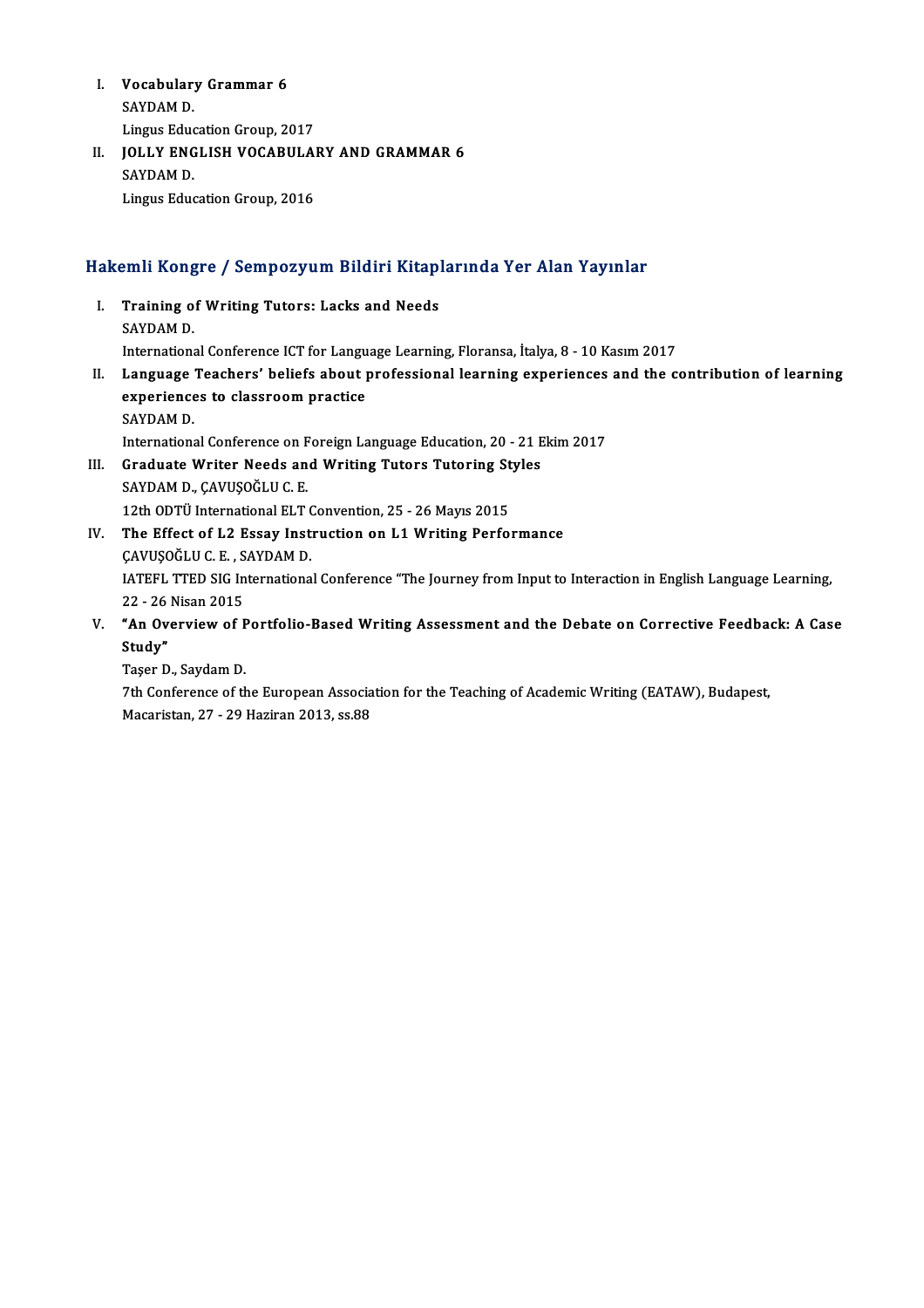I. **Vocabulary Grammar 6**
   SAYDAM D.
   Lingus Education Group, 2017
II. **JOLLY ENGLISH VOCABULARY AND GRAMMAR 6**
   SAYDAM D.
   Lingus Education Group, 2016

## Hakemli Kongre / Sempozyum Bildiri Kitaplarında Yer Alan Yayınlar

I. **Training of Writing Tutors: Lacks and Needs**
   SAYDAM D.
   International Conference ICT for Language Learning, Floransa, İtalya, 8 - 10 Kasım 2017
II. **Language Teachers' beliefs about professional learning experiences and the contribution of learning experiences to classroom practice**
   SAYDAM D.
   International Conference on Foreign Language Education, 20 - 21 Ekim 2017
III. **Graduate Writer Needs and Writing Tutors Tutoring Styles**
   SAYDAM D., ÇAVUŞOĞLU C. E.
   12th ODTÜ International ELT Convention, 25 - 26 Mayıs 2015
IV. **The Effect of L2 Essay Instruction on L1 Writing Performance**
   ÇAVUŞOĞLU C. E. , SAYDAM D.
   IATEFL TTED SIG International Conference "The Journey from Input to Interaction in English Language Learning, 22 - 26 Nisan 2015
V. **"An Overview of Portfolio-Based Writing Assessment and the Debate on Corrective Feedback: A Case Study"**
   Taşer D., Saydam D.
   7th Conference of the European Association for the Teaching of Academic Writing (EATAW), Budapest, Macaristan, 27 - 29 Haziran 2013, ss.88